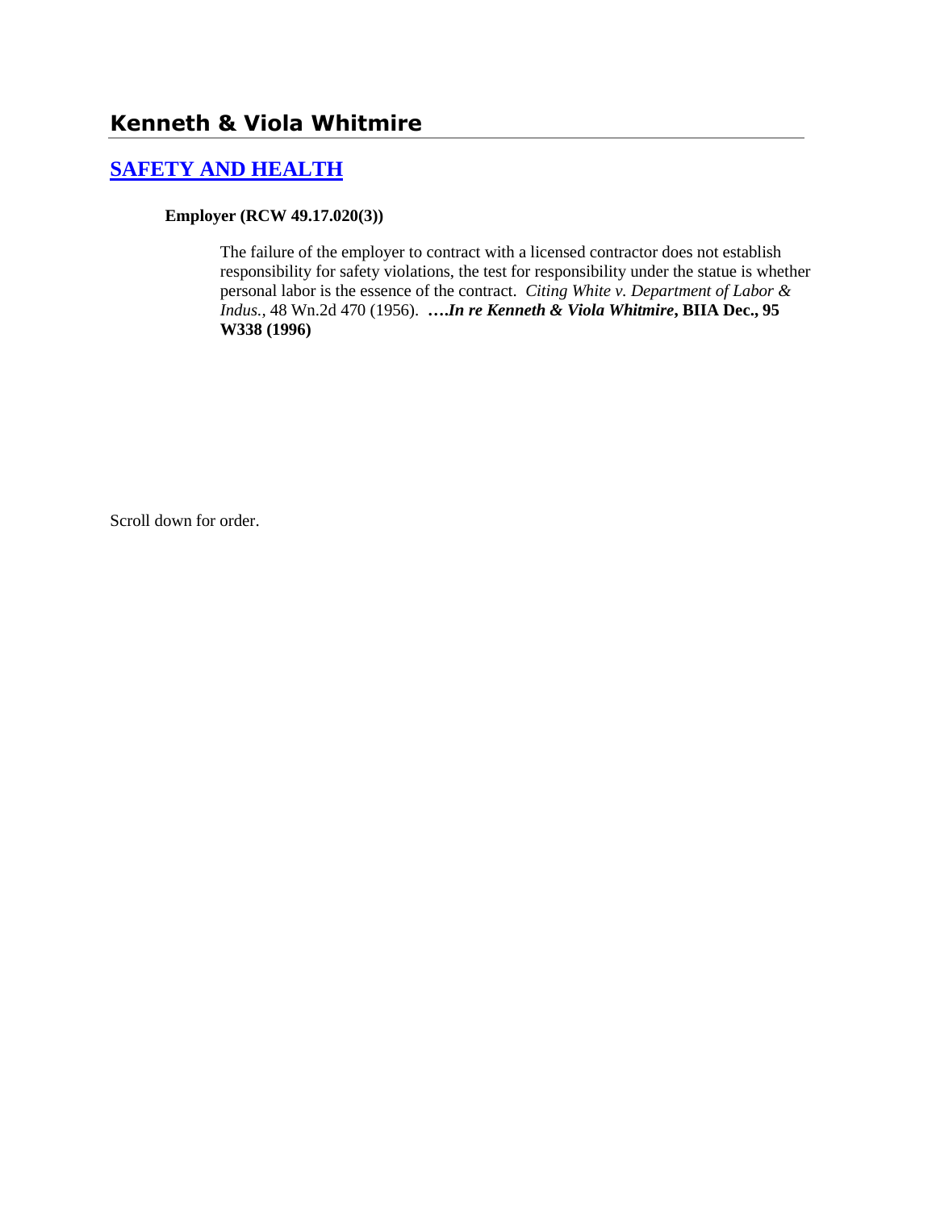# Kenneth & Viola Whitmire

## SAFETY AND HEALTH

**Employer (RCW 49.17.020(3))**

The failure of the employer to contract with a licensed contractor does not establish responsibility for safety violations, the test for responsibility under the statue is whether personal labor is the essence of the contract. *Citing White v. Department of Labor & Indus.*, 48 Wn.2d 470 (1956). ***….In re Kenneth & Viola Whitmire*, BIIA Dec., 95 W338 (1996)**

Scroll down for order.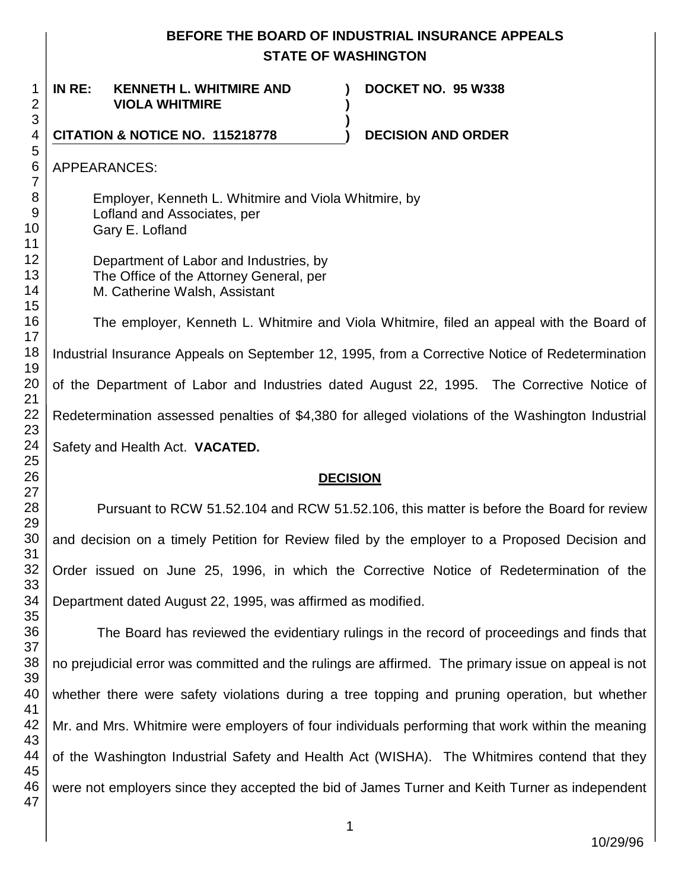# BEFORE THE BOARD OF INDUSTRIAL INSURANCE APPEALS
# STATE OF WASHINGTON

**IN RE: KENNETH L. WHITMIRE AND VIOLA WHITMIRE** ) **DOCKET NO. 95 W338**

**CITATION & NOTICE NO. 115218778** ) **DECISION AND ORDER**

APPEARANCES:

Employer, Kenneth L. Whitmire and Viola Whitmire, by
Lofland and Associates, per
Gary E. Lofland

Department of Labor and Industries, by
The Office of the Attorney General, per
M. Catherine Walsh, Assistant

The employer, Kenneth L. Whitmire and Viola Whitmire, filed an appeal with the Board of Industrial Insurance Appeals on September 12, 1995, from a Corrective Notice of Redetermination of the Department of Labor and Industries dated August 22, 1995. The Corrective Notice of Redetermination assessed penalties of $4,380 for alleged violations of the Washington Industrial Safety and Health Act. **VACATED.**

## DECISION

Pursuant to RCW 51.52.104 and RCW 51.52.106, this matter is before the Board for review and decision on a timely Petition for Review filed by the employer to a Proposed Decision and Order issued on June 25, 1996, in which the Corrective Notice of Redetermination of the Department dated August 22, 1995, was affirmed as modified.

The Board has reviewed the evidentiary rulings in the record of proceedings and finds that no prejudicial error was committed and the rulings are affirmed. The primary issue on appeal is not whether there were safety violations during a tree topping and pruning operation, but whether Mr. and Mrs. Whitmire were employers of four individuals performing that work within the meaning of the Washington Industrial Safety and Health Act (WISHA). The Whitmires contend that they were not employers since they accepted the bid of James Turner and Keith Turner as independent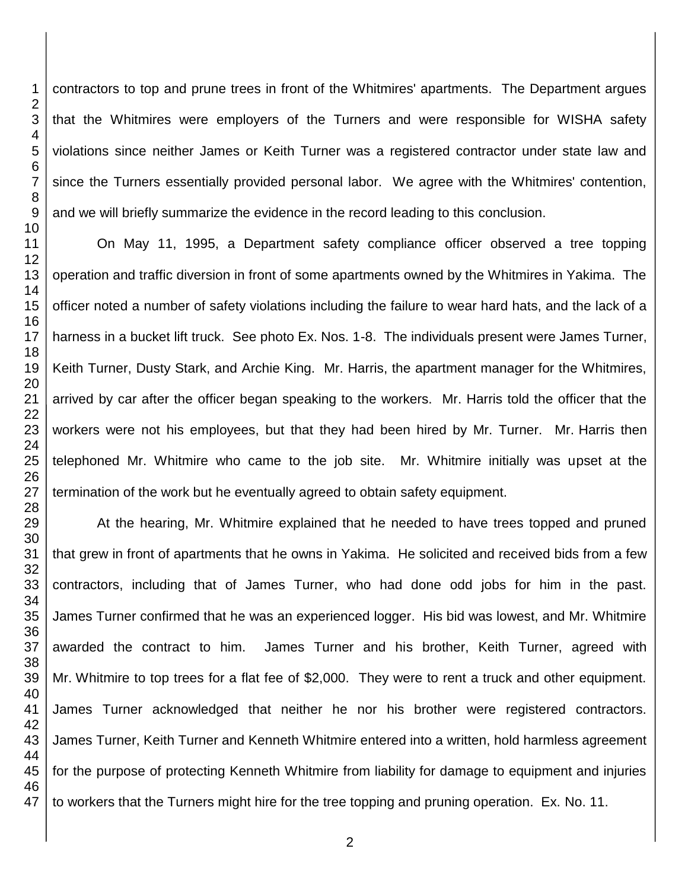contractors to top and prune trees in front of the Whitmires' apartments. The Department argues that the Whitmires were employers of the Turners and were responsible for WISHA safety violations since neither James or Keith Turner was a registered contractor under state law and since the Turners essentially provided personal labor. We agree with the Whitmires' contention, and we will briefly summarize the evidence in the record leading to this conclusion.

On May 11, 1995, a Department safety compliance officer observed a tree topping operation and traffic diversion in front of some apartments owned by the Whitmires in Yakima. The officer noted a number of safety violations including the failure to wear hard hats, and the lack of a harness in a bucket lift truck. See photo Ex. Nos. 1-8. The individuals present were James Turner, Keith Turner, Dusty Stark, and Archie King. Mr. Harris, the apartment manager for the Whitmires, arrived by car after the officer began speaking to the workers. Mr. Harris told the officer that the workers were not his employees, but that they had been hired by Mr. Turner. Mr. Harris then telephoned Mr. Whitmire who came to the job site. Mr. Whitmire initially was upset at the termination of the work but he eventually agreed to obtain safety equipment.

At the hearing, Mr. Whitmire explained that he needed to have trees topped and pruned that grew in front of apartments that he owns in Yakima. He solicited and received bids from a few contractors, including that of James Turner, who had done odd jobs for him in the past. James Turner confirmed that he was an experienced logger. His bid was lowest, and Mr. Whitmire awarded the contract to him. James Turner and his brother, Keith Turner, agreed with Mr. Whitmire to top trees for a flat fee of $2,000. They were to rent a truck and other equipment. James Turner acknowledged that neither he nor his brother were registered contractors. James Turner, Keith Turner and Kenneth Whitmire entered into a written, hold harmless agreement for the purpose of protecting Kenneth Whitmire from liability for damage to equipment and injuries to workers that the Turners might hire for the tree topping and pruning operation. Ex. No. 11.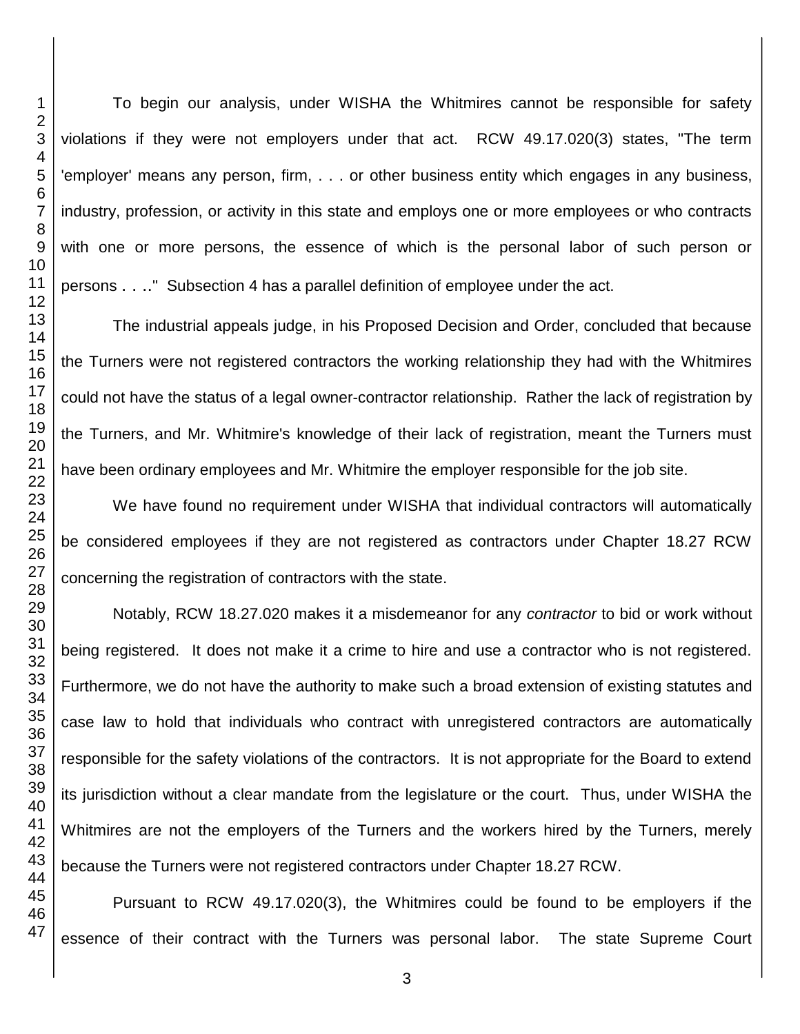To begin our analysis, under WISHA the Whitmires cannot be responsible for safety violations if they were not employers under that act. RCW 49.17.020(3) states, "The term 'employer' means any person, firm, . . . or other business entity which engages in any business, industry, profession, or activity in this state and employs one or more employees or who contracts with one or more persons, the essence of which is the personal labor of such person or persons . . .." Subsection 4 has a parallel definition of employee under the act.

The industrial appeals judge, in his Proposed Decision and Order, concluded that because the Turners were not registered contractors the working relationship they had with the Whitmires could not have the status of a legal owner-contractor relationship. Rather the lack of registration by the Turners, and Mr. Whitmire's knowledge of their lack of registration, meant the Turners must have been ordinary employees and Mr. Whitmire the employer responsible for the job site.

We have found no requirement under WISHA that individual contractors will automatically be considered employees if they are not registered as contractors under Chapter 18.27 RCW concerning the registration of contractors with the state.

Notably, RCW 18.27.020 makes it a misdemeanor for any *contractor* to bid or work without being registered. It does not make it a crime to hire and use a contractor who is not registered. Furthermore, we do not have the authority to make such a broad extension of existing statutes and case law to hold that individuals who contract with unregistered contractors are automatically responsible for the safety violations of the contractors. It is not appropriate for the Board to extend its jurisdiction without a clear mandate from the legislature or the court. Thus, under WISHA the Whitmires are not the employers of the Turners and the workers hired by the Turners, merely because the Turners were not registered contractors under Chapter 18.27 RCW.

Pursuant to RCW 49.17.020(3), the Whitmires could be found to be employers if the essence of their contract with the Turners was personal labor. The state Supreme Court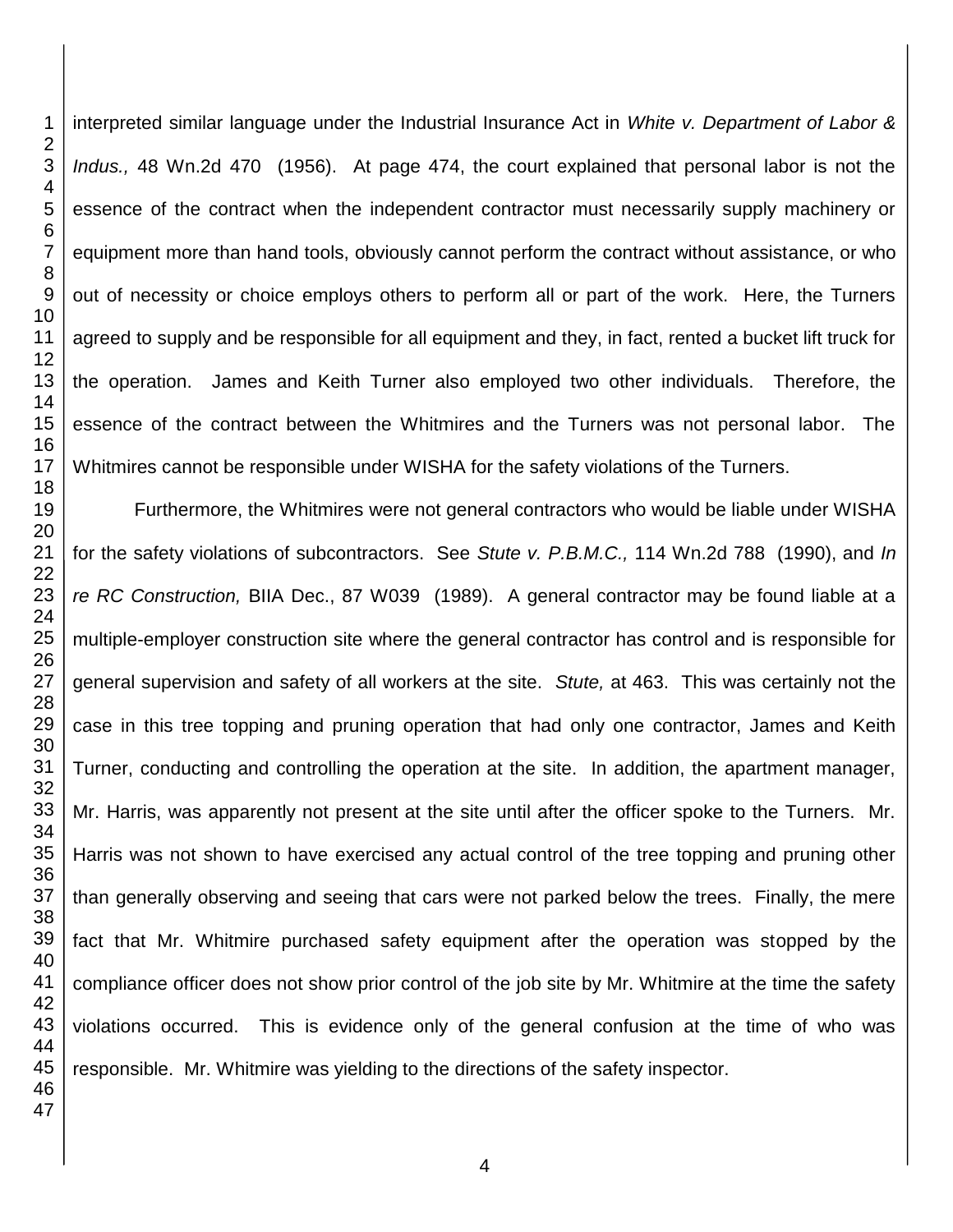interpreted similar language under the Industrial Insurance Act in *White v. Department of Labor & Indus.,* 48 Wn.2d 470 (1956). At page 474, the court explained that personal labor is not the essence of the contract when the independent contractor must necessarily supply machinery or equipment more than hand tools, obviously cannot perform the contract without assistance, or who out of necessity or choice employs others to perform all or part of the work. Here, the Turners agreed to supply and be responsible for all equipment and they, in fact, rented a bucket lift truck for the operation. James and Keith Turner also employed two other individuals. Therefore, the essence of the contract between the Whitmires and the Turners was not personal labor. The Whitmires cannot be responsible under WISHA for the safety violations of the Turners.

Furthermore, the Whitmires were not general contractors who would be liable under WISHA for the safety violations of subcontractors. See *Stute v. P.B.M.C.,* 114 Wn.2d 788 (1990), and *In re RC Construction,* BIIA Dec., 87 W039 (1989). A general contractor may be found liable at a multiple-employer construction site where the general contractor has control and is responsible for general supervision and safety of all workers at the site. *Stute,* at 463. This was certainly not the case in this tree topping and pruning operation that had only one contractor, James and Keith Turner, conducting and controlling the operation at the site. In addition, the apartment manager, Mr. Harris, was apparently not present at the site until after the officer spoke to the Turners. Mr. Harris was not shown to have exercised any actual control of the tree topping and pruning other than generally observing and seeing that cars were not parked below the trees. Finally, the mere fact that Mr. Whitmire purchased safety equipment after the operation was stopped by the compliance officer does not show prior control of the job site by Mr. Whitmire at the time the safety violations occurred. This is evidence only of the general confusion at the time of who was responsible. Mr. Whitmire was yielding to the directions of the safety inspector.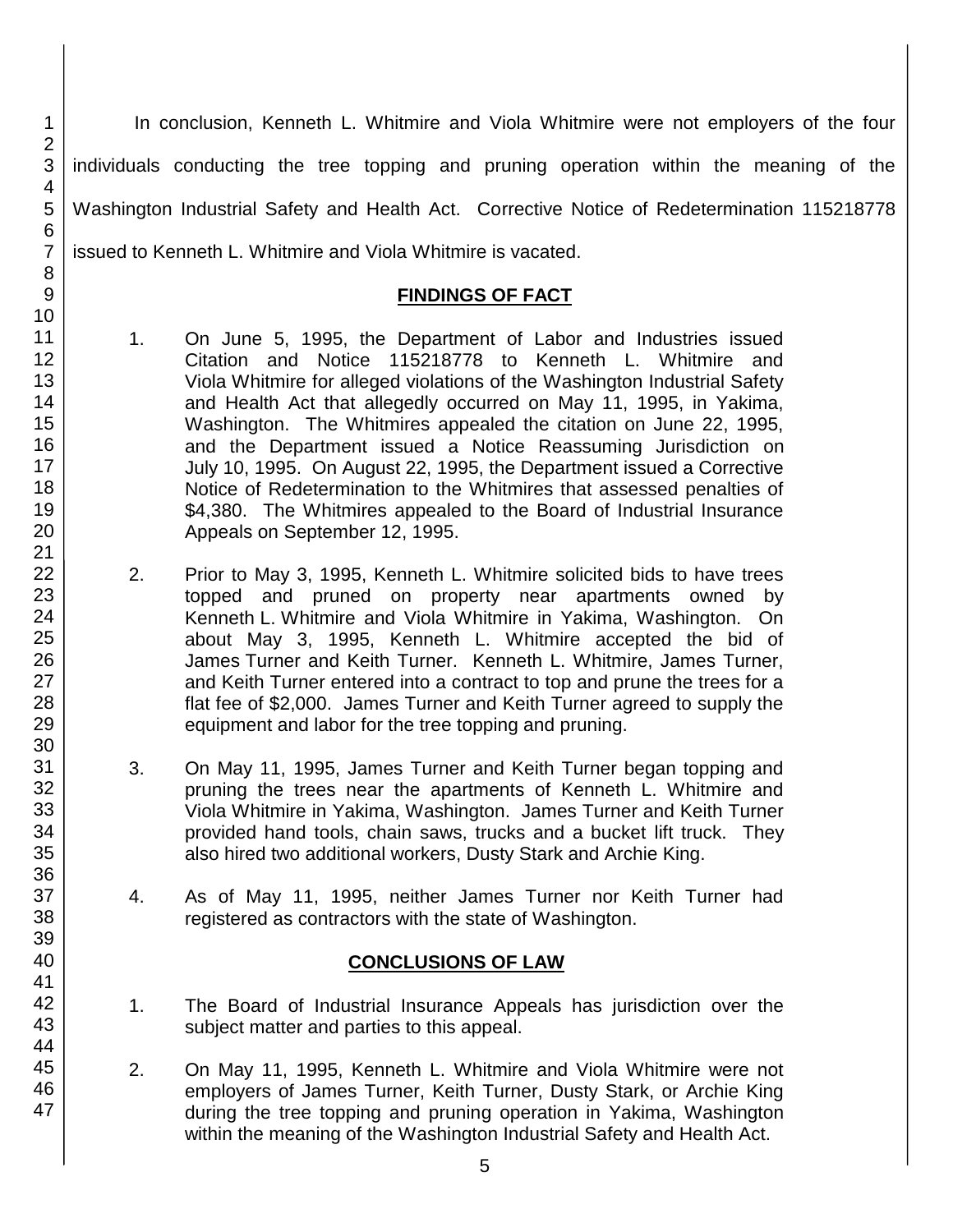In conclusion, Kenneth L. Whitmire and Viola Whitmire were not employers of the four individuals conducting the tree topping and pruning operation within the meaning of the Washington Industrial Safety and Health Act. Corrective Notice of Redetermination 115218778 issued to Kenneth L. Whitmire and Viola Whitmire is vacated.

## FINDINGS OF FACT

1. On June 5, 1995, the Department of Labor and Industries issued Citation and Notice 115218778 to Kenneth L. Whitmire and Viola Whitmire for alleged violations of the Washington Industrial Safety and Health Act that allegedly occurred on May 11, 1995, in Yakima, Washington. The Whitmires appealed the citation on June 22, 1995, and the Department issued a Notice Reassuming Jurisdiction on July 10, 1995. On August 22, 1995, the Department issued a Corrective Notice of Redetermination to the Whitmires that assessed penalties of \$4,380. The Whitmires appealed to the Board of Industrial Insurance Appeals on September 12, 1995.

2. Prior to May 3, 1995, Kenneth L. Whitmire solicited bids to have trees topped and pruned on property near apartments owned by Kenneth L. Whitmire and Viola Whitmire in Yakima, Washington. On about May 3, 1995, Kenneth L. Whitmire accepted the bid of James Turner and Keith Turner. Kenneth L. Whitmire, James Turner, and Keith Turner entered into a contract to top and prune the trees for a flat fee of \$2,000. James Turner and Keith Turner agreed to supply the equipment and labor for the tree topping and pruning.

3. On May 11, 1995, James Turner and Keith Turner began topping and pruning the trees near the apartments of Kenneth L. Whitmire and Viola Whitmire in Yakima, Washington. James Turner and Keith Turner provided hand tools, chain saws, trucks and a bucket lift truck. They also hired two additional workers, Dusty Stark and Archie King.

4. As of May 11, 1995, neither James Turner nor Keith Turner had registered as contractors with the state of Washington.

## CONCLUSIONS OF LAW

1. The Board of Industrial Insurance Appeals has jurisdiction over the subject matter and parties to this appeal.

2. On May 11, 1995, Kenneth L. Whitmire and Viola Whitmire were not employers of James Turner, Keith Turner, Dusty Stark, or Archie King during the tree topping and pruning operation in Yakima, Washington within the meaning of the Washington Industrial Safety and Health Act.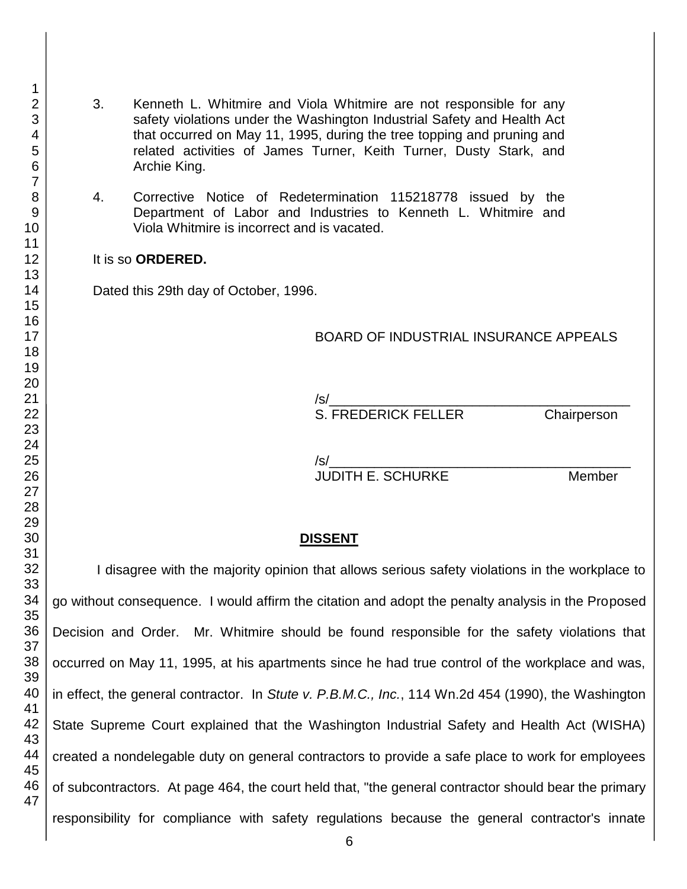3. Kenneth L. Whitmire and Viola Whitmire are not responsible for any safety violations under the Washington Industrial Safety and Health Act that occurred on May 11, 1995, during the tree topping and pruning and related activities of James Turner, Keith Turner, Dusty Stark, and Archie King.

4. Corrective Notice of Redetermination 115218778 issued by the Department of Labor and Industries to Kenneth L. Whitmire and Viola Whitmire is incorrect and is vacated.

It is so **ORDERED.**

Dated this 29th day of October, 1996.

BOARD OF INDUSTRIAL INSURANCE APPEALS

/s/\_\_\_\_\_\_\_\_\_\_\_\_\_\_\_\_\_\_\_\_\_\_\_\_\_\_\_\_\_\_\_\_\_\_\_\_\_\_\_\_
S. FREDERICK FELLER Chairperson

/s/\_\_\_\_\_\_\_\_\_\_\_\_\_\_\_\_\_\_\_\_\_\_\_\_\_\_\_\_\_\_\_\_\_\_\_\_\_\_\_\_
JUDITH E. SCHURKE Member

## DISSENT

I disagree with the majority opinion that allows serious safety violations in the workplace to go without consequence. I would affirm the citation and adopt the penalty analysis in the Proposed Decision and Order. Mr. Whitmire should be found responsible for the safety violations that occurred on May 11, 1995, at his apartments since he had true control of the workplace and was, in effect, the general contractor. In *Stute v. P.B.M.C., Inc.*, 114 Wn.2d 454 (1990), the Washington State Supreme Court explained that the Washington Industrial Safety and Health Act (WISHA) created a nondelegable duty on general contractors to provide a safe place to work for employees of subcontractors. At page 464, the court held that, "the general contractor should bear the primary responsibility for compliance with safety regulations because the general contractor's innate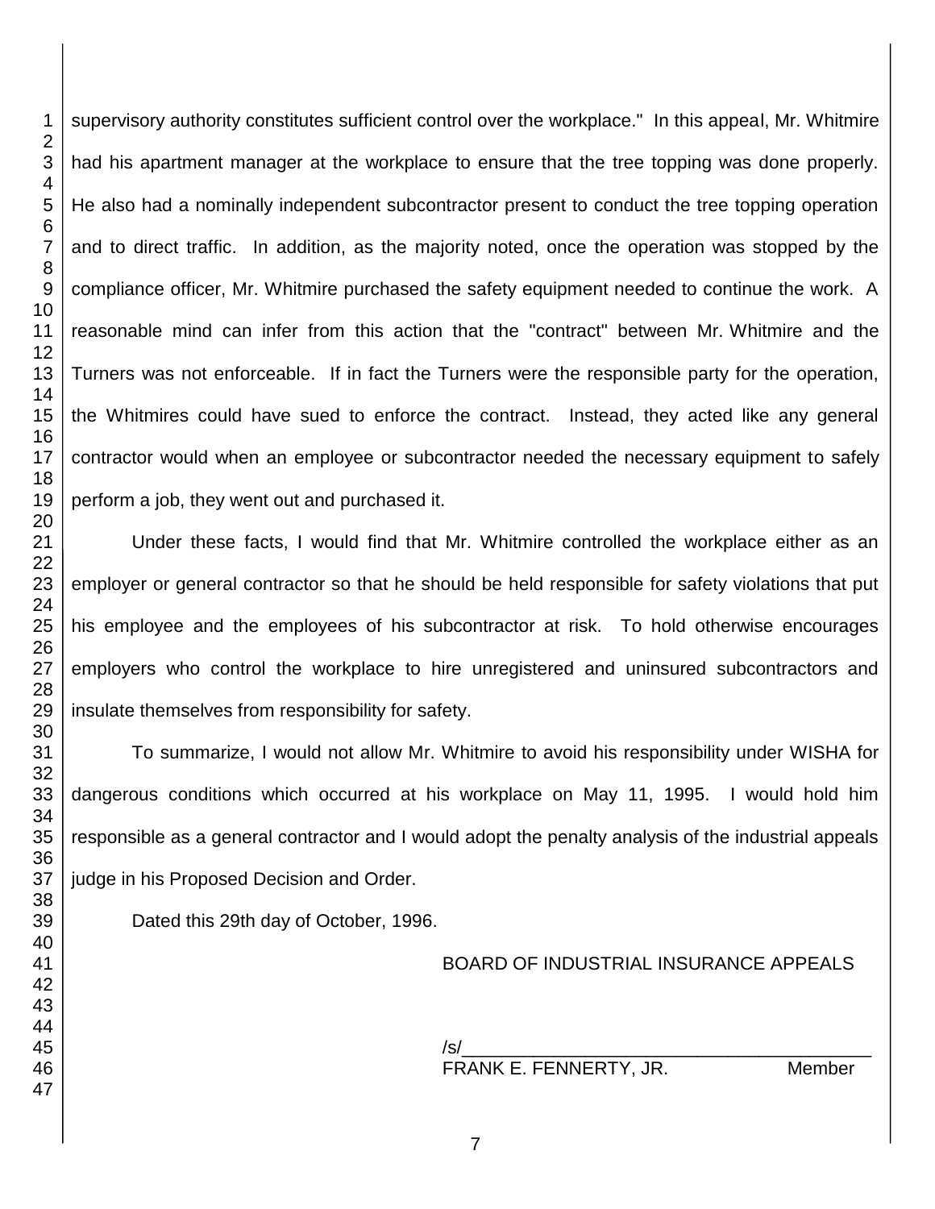supervisory authority constitutes sufficient control over the workplace." In this appeal, Mr. Whitmire had his apartment manager at the workplace to ensure that the tree topping was done properly. He also had a nominally independent subcontractor present to conduct the tree topping operation and to direct traffic. In addition, as the majority noted, once the operation was stopped by the compliance officer, Mr. Whitmire purchased the safety equipment needed to continue the work. A reasonable mind can infer from this action that the "contract" between Mr. Whitmire and the Turners was not enforceable. If in fact the Turners were the responsible party for the operation, the Whitmires could have sued to enforce the contract. Instead, they acted like any general contractor would when an employee or subcontractor needed the necessary equipment to safely perform a job, they went out and purchased it.

Under these facts, I would find that Mr. Whitmire controlled the workplace either as an employer or general contractor so that he should be held responsible for safety violations that put his employee and the employees of his subcontractor at risk. To hold otherwise encourages employers who control the workplace to hire unregistered and uninsured subcontractors and insulate themselves from responsibility for safety.

To summarize, I would not allow Mr. Whitmire to avoid his responsibility under WISHA for dangerous conditions which occurred at his workplace on May 11, 1995. I would hold him responsible as a general contractor and I would adopt the penalty analysis of the industrial appeals judge in his Proposed Decision and Order.

Dated this 29th day of October, 1996.

BOARD OF INDUSTRIAL INSURANCE APPEALS

/s/________________________________________
FRANK E. FENNERTY, JR. Member